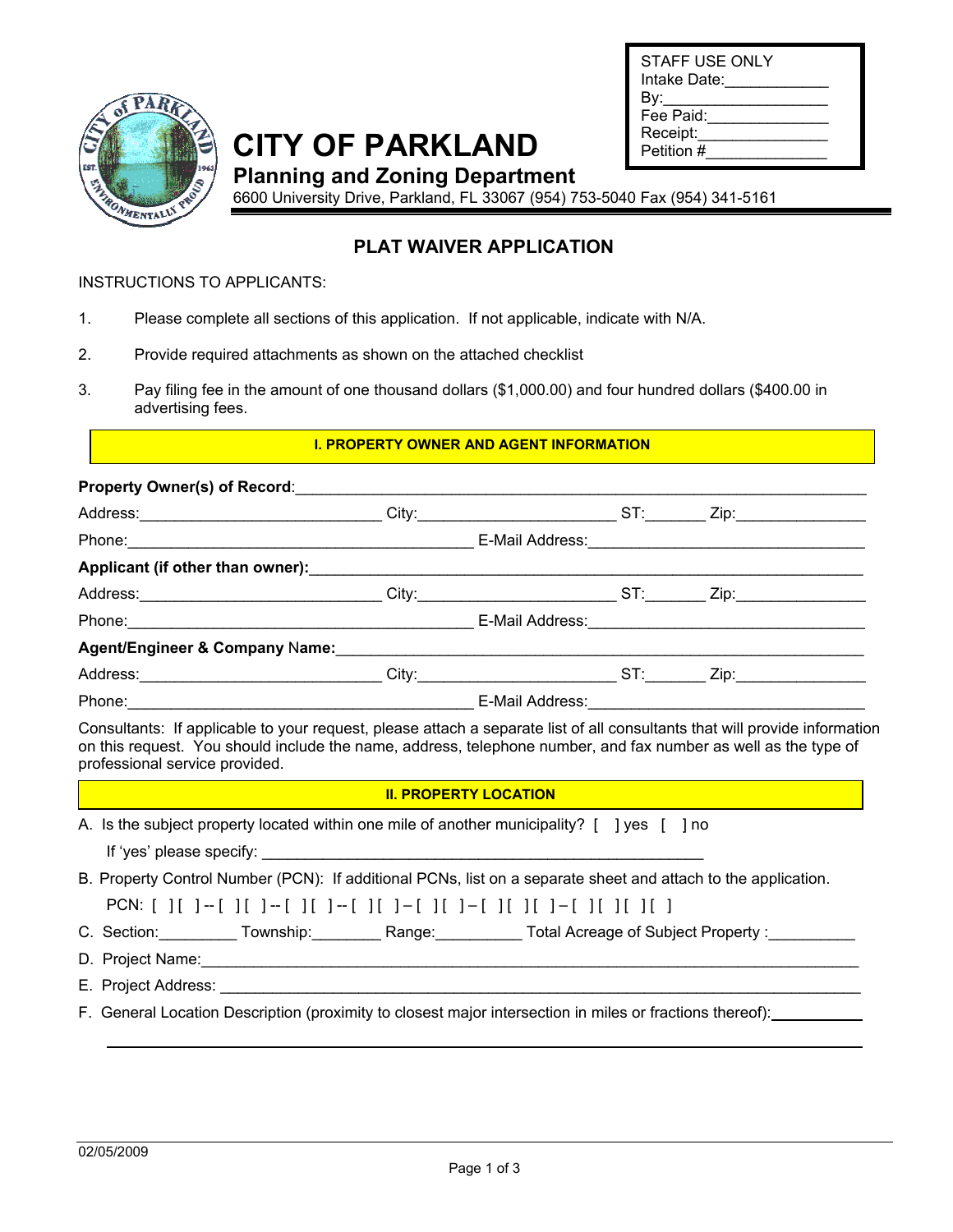| STAFF USE ONLY |
| --- |
| Intake Date:____________ |
| By:___________________ |
| Fee Paid:______________ |
| Receipt:_______________ |
| Petition #______________ |

# CITY OF PARKLAND

## Planning and Zoning Department

6600 University Drive, Parkland, FL 33067 (954) 753-5040 Fax (954) 341-5161

## PLAT WAIVER APPLICATION

INSTRUCTIONS TO APPLICANTS:

1. Please complete all sections of this application. If not applicable, indicate with N/A.
2. Provide required attachments as shown on the attached checklist
3. Pay filing fee in the amount of one thousand dollars ($1,000.00) and four hundred dollars ($400.00 in advertising fees.

### I. PROPERTY OWNER AND AGENT INFORMATION

**Property Owner(s) of Record**:_______________________________________________________________

Address:____________________________ City:_______________________ ST:_______ Zip:_______________

Phone:________________________________________ E-Mail Address:________________________________

**Applicant (if other than owner):**__________________________________________________________

Address:____________________________ City:_______________________ ST:_______ Zip:_______________

Phone:________________________________________ E-Mail Address:________________________________

**Agent/Engineer & Company Name:**__________________________________________________________

Address:____________________________ City:_______________________ ST:_______ Zip:_______________

Phone:________________________________________ E-Mail Address:________________________________

Consultants: If applicable to your request, please attach a separate list of all consultants that will provide information on this request. You should include the name, address, telephone number, and fax number as well as the type of professional service provided.

### II. PROPERTY LOCATION

A. Is the subject property located within one mile of another municipality? [ ] yes [ ] no

If 'yes' please specify: ____________________________________________________

B. Property Control Number (PCN): If additional PCNs, list on a separate sheet and attach to the application.

PCN: [ ][ ] -- [ ][ ] -- [ ][ ] -- [ ][ ] – [ ][ ] – [ ][ ][ ] – [ ][ ][ ][ ]

C. Section:_________ Township:________ Range:__________ Total Acreage of Subject Property :__________

D. Project Name:___________________________________________________________________________

E. Project Address: _________________________________________________________________________

F. General Location Description (proximity to closest major intersection in miles or fractions thereof):___________

_____________________________________________________________________________________

02/05/2009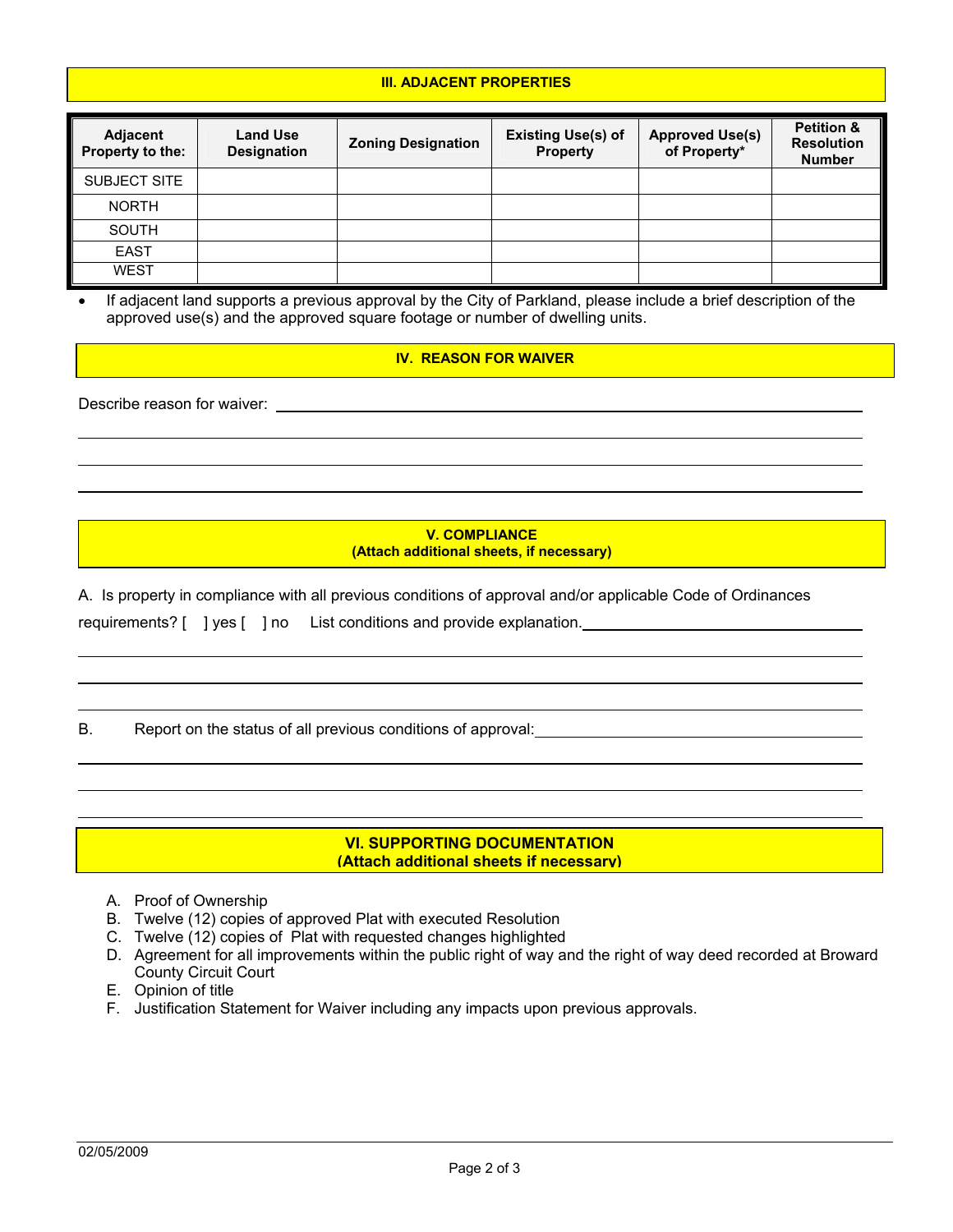## III. ADJACENT PROPERTIES

| Adjacent Property to the: | Land Use Designation | Zoning Designation | Existing Use(s) of Property | Approved Use(s) of Property* | Petition & Resolution Number |
|---|---|---|---|---|---|
| SUBJECT SITE | | | | | |
| NORTH | | | | | |
| SOUTH | | | | | |
| EAST | | | | | |
| WEST | | | | | |

- If adjacent land supports a previous approval by the City of Parkland, please include a brief description of the approved use(s) and the approved square footage or number of dwelling units.

## IV. REASON FOR WAIVER

Describe reason for waiver: ______________________________________________

______________________________________________

______________________________________________

______________________________________________

## V. COMPLIANCE
**(Attach additional sheets, if necessary)**

A. Is property in compliance with all previous conditions of approval and/or applicable Code of Ordinances requirements? [ ] yes [ ] no List conditions and provide explanation. ______________________________________________

______________________________________________

______________________________________________

______________________________________________

B. Report on the status of all previous conditions of approval: ______________________________________________

______________________________________________

______________________________________________

______________________________________________

## VI. SUPPORTING DOCUMENTATION
**(Attach additional sheets if necessary)**

A. Proof of Ownership
B. Twelve (12) copies of approved Plat with executed Resolution
C. Twelve (12) copies of Plat with requested changes highlighted
D. Agreement for all improvements within the public right of way and the right of way deed recorded at Broward County Circuit Court
E. Opinion of title
F. Justification Statement for Waiver including any impacts upon previous approvals.

02/05/2009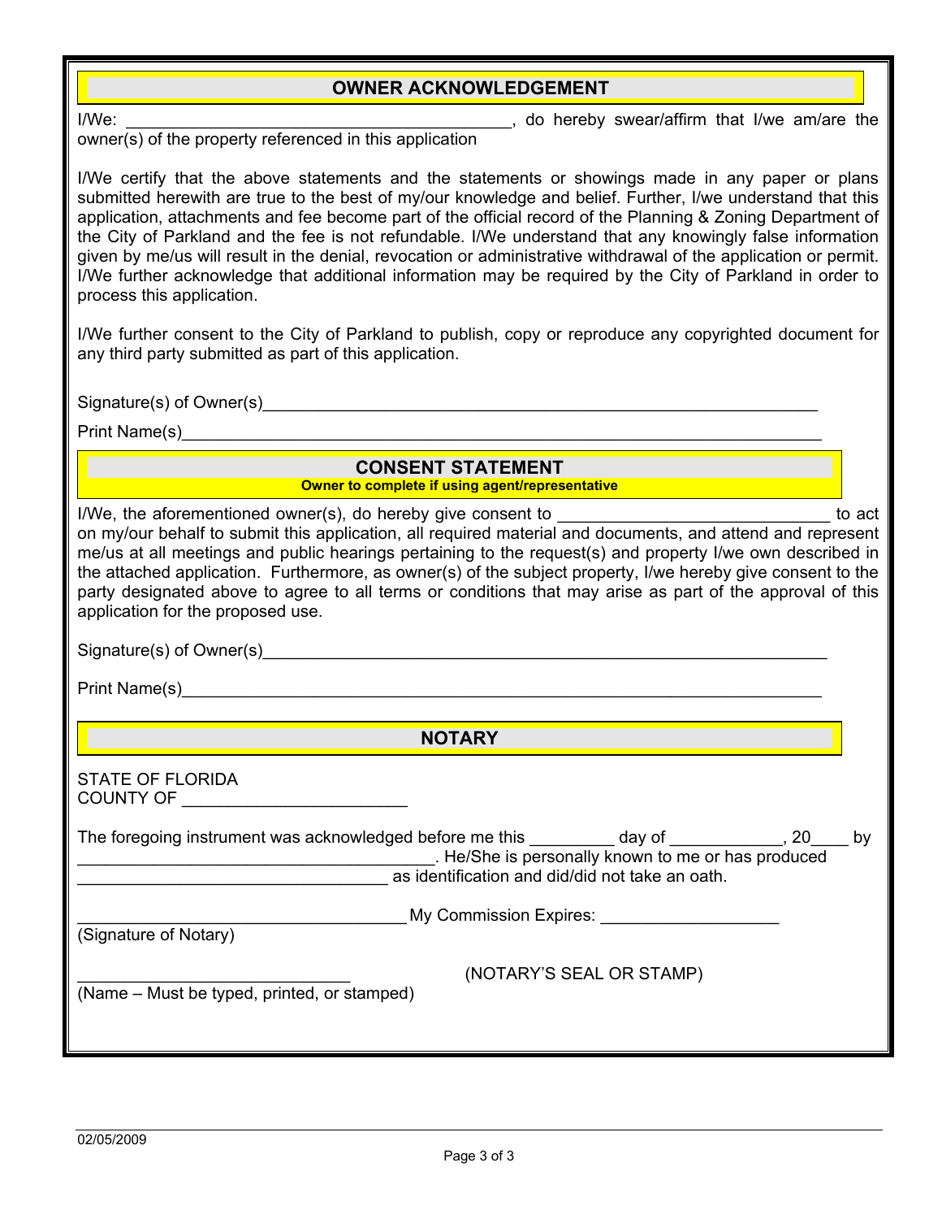## OWNER ACKNOWLEDGEMENT

I/We: ________________________________________, do hereby swear/affirm that I/we am/are the owner(s) of the property referenced in this application

I/We certify that the above statements and the statements or showings made in any paper or plans submitted herewith are true to the best of my/our knowledge and belief. Further, I/we understand that this application, attachments and fee become part of the official record of the Planning & Zoning Department of the City of Parkland and the fee is not refundable. I/We understand that any knowingly false information given by me/us will result in the denial, revocation or administrative withdrawal of the application or permit. I/We further acknowledge that additional information may be required by the City of Parkland in order to process this application.

I/We further consent to the City of Parkland to publish, copy or reproduce any copyrighted document for any third party submitted as part of this application.

Signature(s) of Owner(s)____________________________________________________________

Print Name(s)______________________________________________________________________

## CONSENT STATEMENT

**Owner to complete if using agent/representative**

I/We, the aforementioned owner(s), do hereby give consent to ____________________________ to act on my/our behalf to submit this application, all required material and documents, and attend and represent me/us at all meetings and public hearings pertaining to the request(s) and property I/we own described in the attached application. Furthermore, as owner(s) of the subject property, I/we hereby give consent to the party designated above to agree to all terms or conditions that may arise as part of the approval of this application for the proposed use.

Signature(s) of Owner(s)____________________________________________________________

Print Name(s)______________________________________________________________________

## NOTARY

STATE OF FLORIDA
COUNTY OF _______________________

The foregoing instrument was acknowledged before me this _________ day of ____________, 20____ by ______________________________________. He/She is personally known to me or has produced _________________________________ as identification and did/did not take an oath.

___________________________________ My Commission Expires: __________________
(Signature of Notary)

_____________________________ (NOTARY'S SEAL OR STAMP)
(Name – Must be typed, printed, or stamped)

02/05/2009